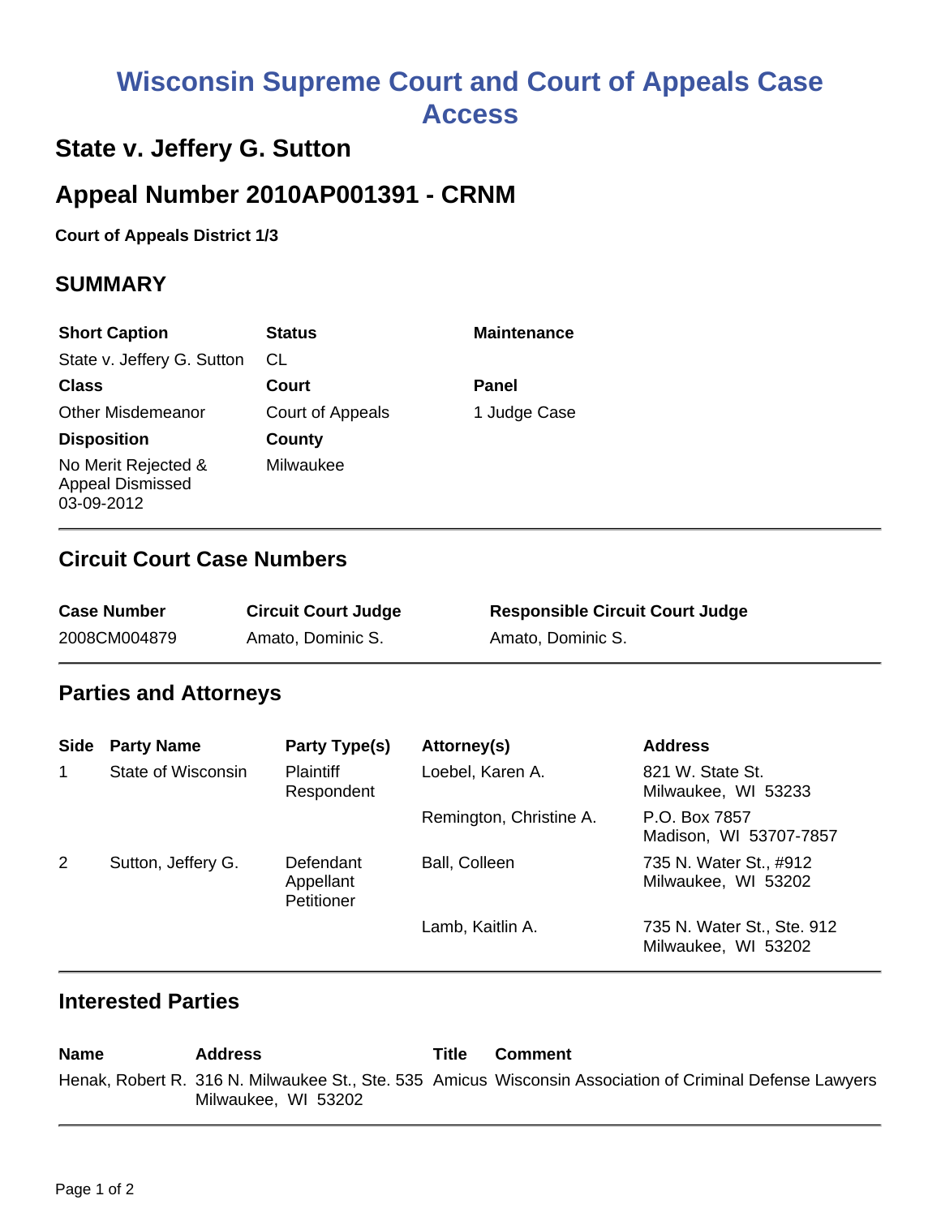# Wisconsin Supreme Court and Court of Appeals Case Access

## State v. Jeffery G. Sutton

## Appeal Number 2010AP001391 - CRNM

**Court of Appeals District 1/3**

### SUMMARY

| Short Caption | Status | Maintenance |
|---|---|---|
| State v. Jeffery G. Sutton | CL | |
| **Class** | **Court** | **Panel** |
| Other Misdemeanor | Court of Appeals | 1 Judge Case |
| **Disposition** | **County** | |
| No Merit Rejected & Appeal Dismissed 03-09-2012 | Milwaukee | |

### Circuit Court Case Numbers

| Case Number | Circuit Court Judge | Responsible Circuit Court Judge |
|---|---|---|
| 2008CM004879 | Amato, Dominic S. | Amato, Dominic S. |

### Parties and Attorneys

| Side | Party Name | Party Type(s) | Attorney(s) | Address |
|---|---|---|---|---|
| 1 | State of Wisconsin | Plaintiff Respondent | Loebel, Karen A. | 821 W. State St. Milwaukee, WI 53233 |
| | | | Remington, Christine A. | P.O. Box 7857 Madison, WI 53707-7857 |
| 2 | Sutton, Jeffery G. | Defendant Appellant Petitioner | Ball, Colleen | 735 N. Water St., #912 Milwaukee, WI 53202 |
| | | | Lamb, Kaitlin A. | 735 N. Water St., Ste. 912 Milwaukee, WI 53202 |

### Interested Parties

| Name | Address | Title | Comment |
|---|---|---|---|
| Henak, Robert R. | 316 N. Milwaukee St., Ste. 535 Milwaukee, WI 53202 | Amicus | Wisconsin Association of Criminal Defense Lawyers |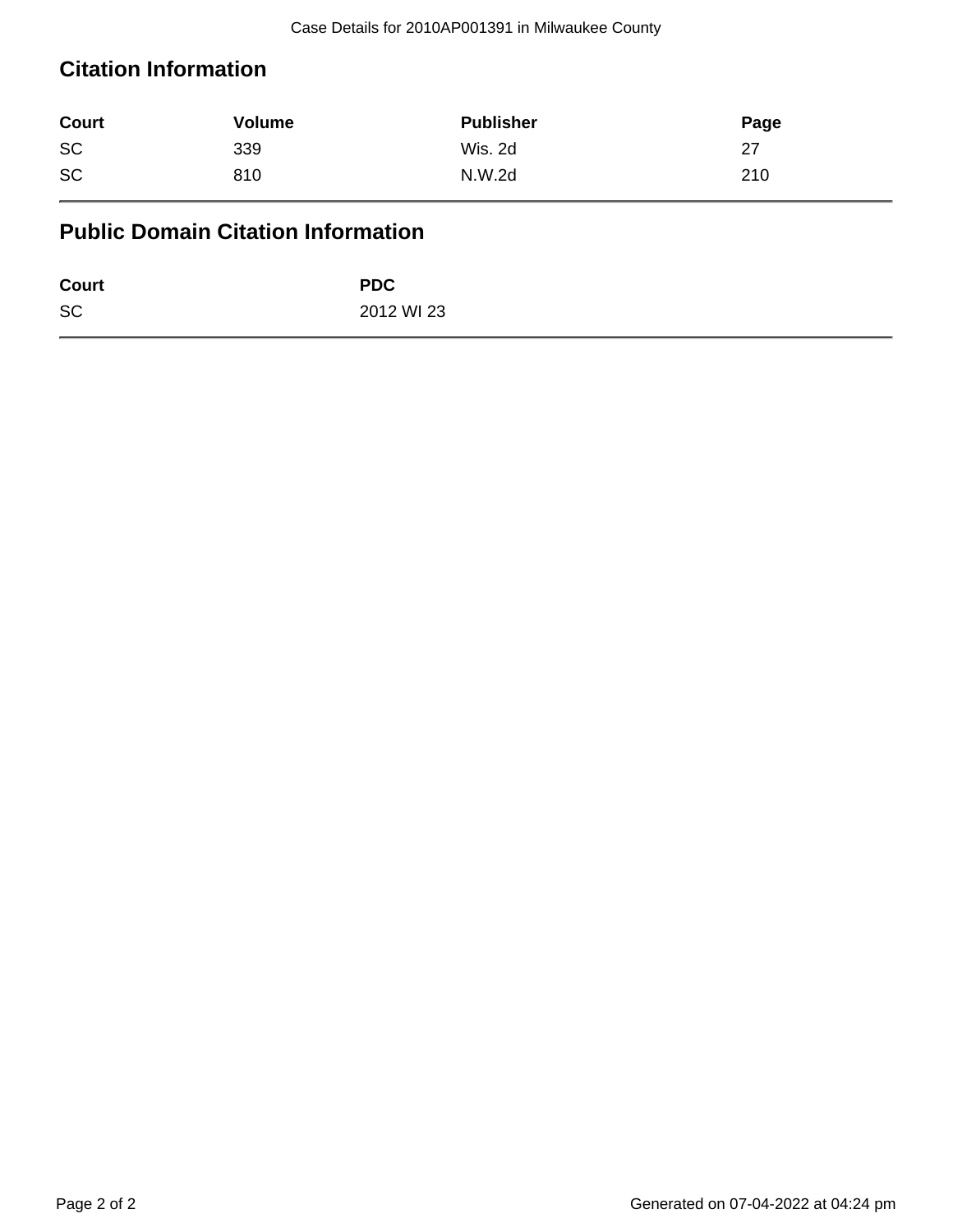## Citation Information

| Court | Volume | Publisher | Page |
|---|---|---|---|
| SC | 339 | Wis. 2d | 27 |
| SC | 810 | N.W.2d | 210 |

## Public Domain Citation Information

| Court | PDC |
|---|---|
| SC | 2012 WI 23 |